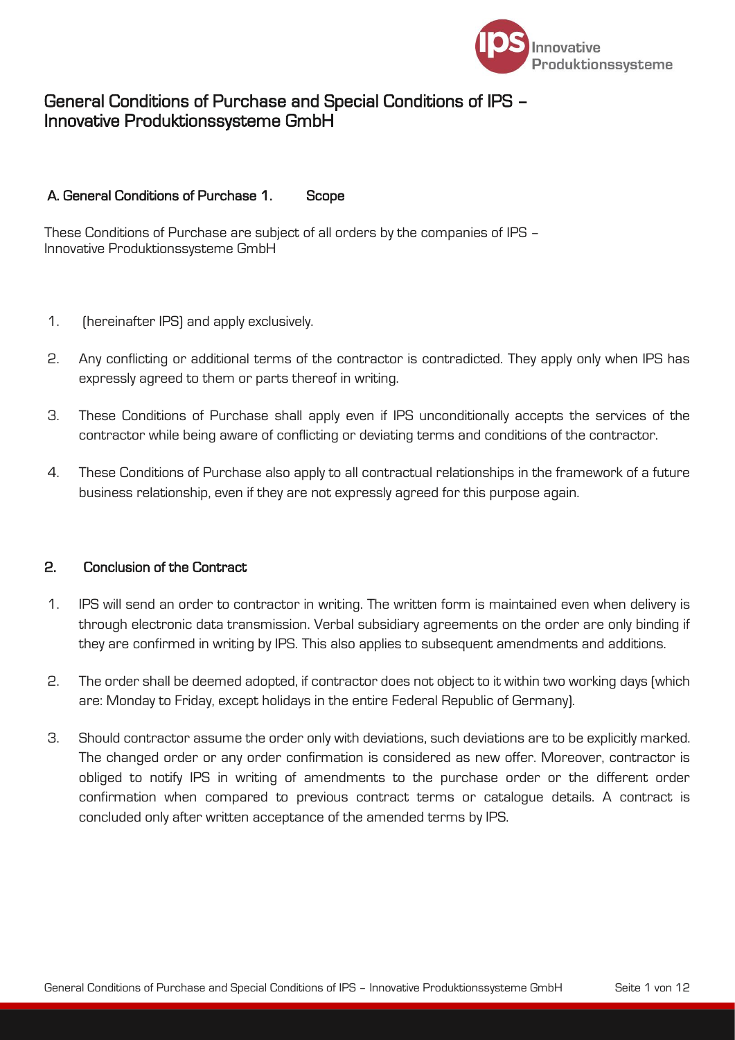# General Conditions of Purchase and Special Conditions of IPS – Innovative Produktionssysteme GmbH

## A. General Conditions of Purchase 1. Scope

These Conditions of Purchase are subject of all orders by the companies of IPS – Innovative Produktionssysteme GmbH

1. (hereinafter IPS) and apply exclusively.
2. Any conflicting or additional terms of the contractor is contradicted. They apply only when IPS has expressly agreed to them or parts thereof in writing.
3. These Conditions of Purchase shall apply even if IPS unconditionally accepts the services of the contractor while being aware of conflicting or deviating terms and conditions of the contractor.
4. These Conditions of Purchase also apply to all contractual relationships in the framework of a future business relationship, even if they are not expressly agreed for this purpose again.

## 2. Conclusion of the Contract

1. IPS will send an order to contractor in writing. The written form is maintained even when delivery is through electronic data transmission. Verbal subsidiary agreements on the order are only binding if they are confirmed in writing by IPS. This also applies to subsequent amendments and additions.
2. The order shall be deemed adopted, if contractor does not object to it within two working days (which are: Monday to Friday, except holidays in the entire Federal Republic of Germany).
3. Should contractor assume the order only with deviations, such deviations are to be explicitly marked. The changed order or any order confirmation is considered as new offer. Moreover, contractor is obliged to notify IPS in writing of amendments to the purchase order or the different order confirmation when compared to previous contract terms or catalogue details. A contract is concluded only after written acceptance of the amended terms by IPS.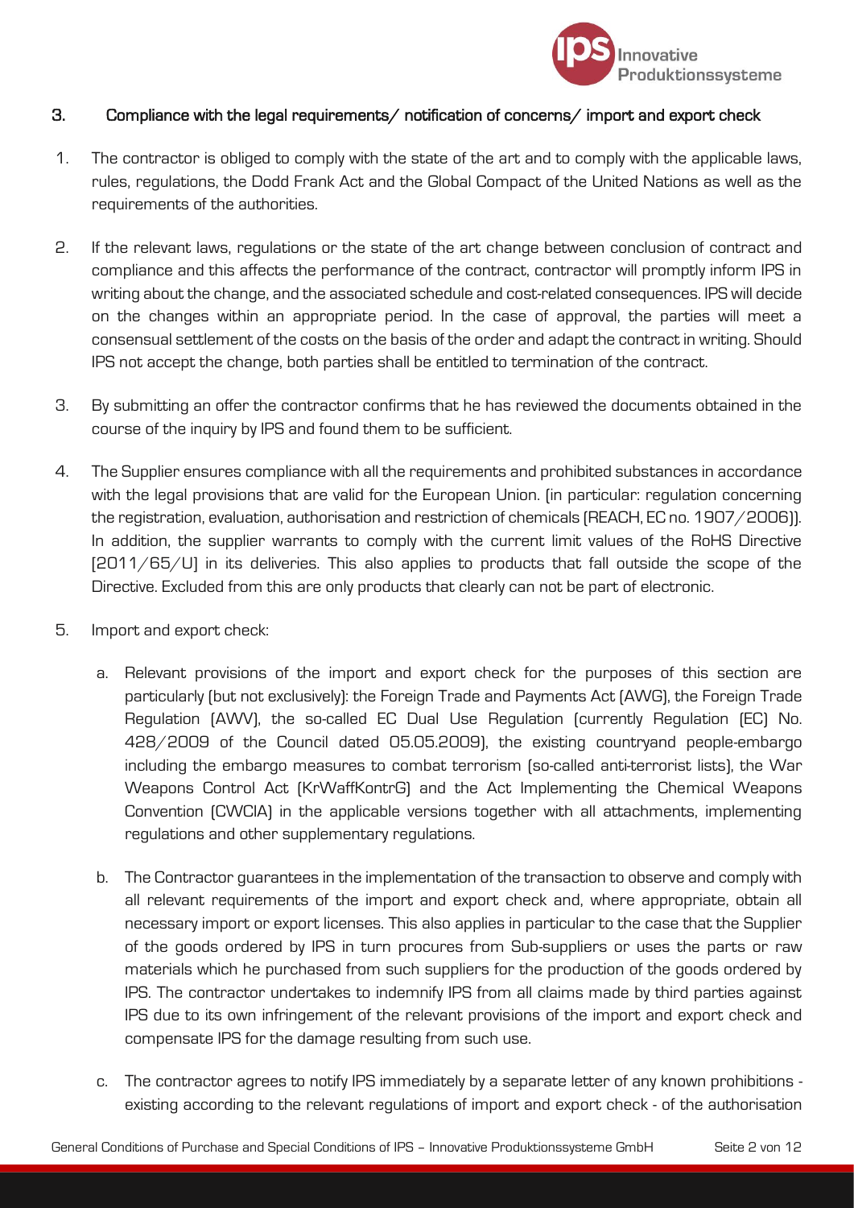## 3. Compliance with the legal requirements/ notification of concerns/ import and export check

1. The contractor is obliged to comply with the state of the art and to comply with the applicable laws, rules, regulations, the Dodd Frank Act and the Global Compact of the United Nations as well as the requirements of the authorities.

2. If the relevant laws, regulations or the state of the art change between conclusion of contract and compliance and this affects the performance of the contract, contractor will promptly inform IPS in writing about the change, and the associated schedule and cost-related consequences. IPS will decide on the changes within an appropriate period. In the case of approval, the parties will meet a consensual settlement of the costs on the basis of the order and adapt the contract in writing. Should IPS not accept the change, both parties shall be entitled to termination of the contract.

3. By submitting an offer the contractor confirms that he has reviewed the documents obtained in the course of the inquiry by IPS and found them to be sufficient.

4. The Supplier ensures compliance with all the requirements and prohibited substances in accordance with the legal provisions that are valid for the European Union. (in particular: regulation concerning the registration, evaluation, authorisation and restriction of chemicals (REACH, EC no. 1907/2006)). In addition, the supplier warrants to comply with the current limit values of the RoHS Directive (2011/65/U) in its deliveries. This also applies to products that fall outside the scope of the Directive. Excluded from this are only products that clearly can not be part of electronic.

5. Import and export check:

   a. Relevant provisions of the import and export check for the purposes of this section are particularly (but not exclusively): the Foreign Trade and Payments Act (AWG), the Foreign Trade Regulation (AWV), the so-called EC Dual Use Regulation (currently Regulation (EC) No. 428/2009 of the Council dated 05.05.2009), the existing countryand people-embargo including the embargo measures to combat terrorism (so-called anti-terrorist lists), the War Weapons Control Act (KrWaffKontrG) and the Act Implementing the Chemical Weapons Convention (CWCIA) in the applicable versions together with all attachments, implementing regulations and other supplementary regulations.

   b. The Contractor guarantees in the implementation of the transaction to observe and comply with all relevant requirements of the import and export check and, where appropriate, obtain all necessary import or export licenses. This also applies in particular to the case that the Supplier of the goods ordered by IPS in turn procures from Sub-suppliers or uses the parts or raw materials which he purchased from such suppliers for the production of the goods ordered by IPS. The contractor undertakes to indemnify IPS from all claims made by third parties against IPS due to its own infringement of the relevant provisions of the import and export check and compensate IPS for the damage resulting from such use.

   c. The contractor agrees to notify IPS immediately by a separate letter of any known prohibitions - existing according to the relevant regulations of import and export check - of the authorisation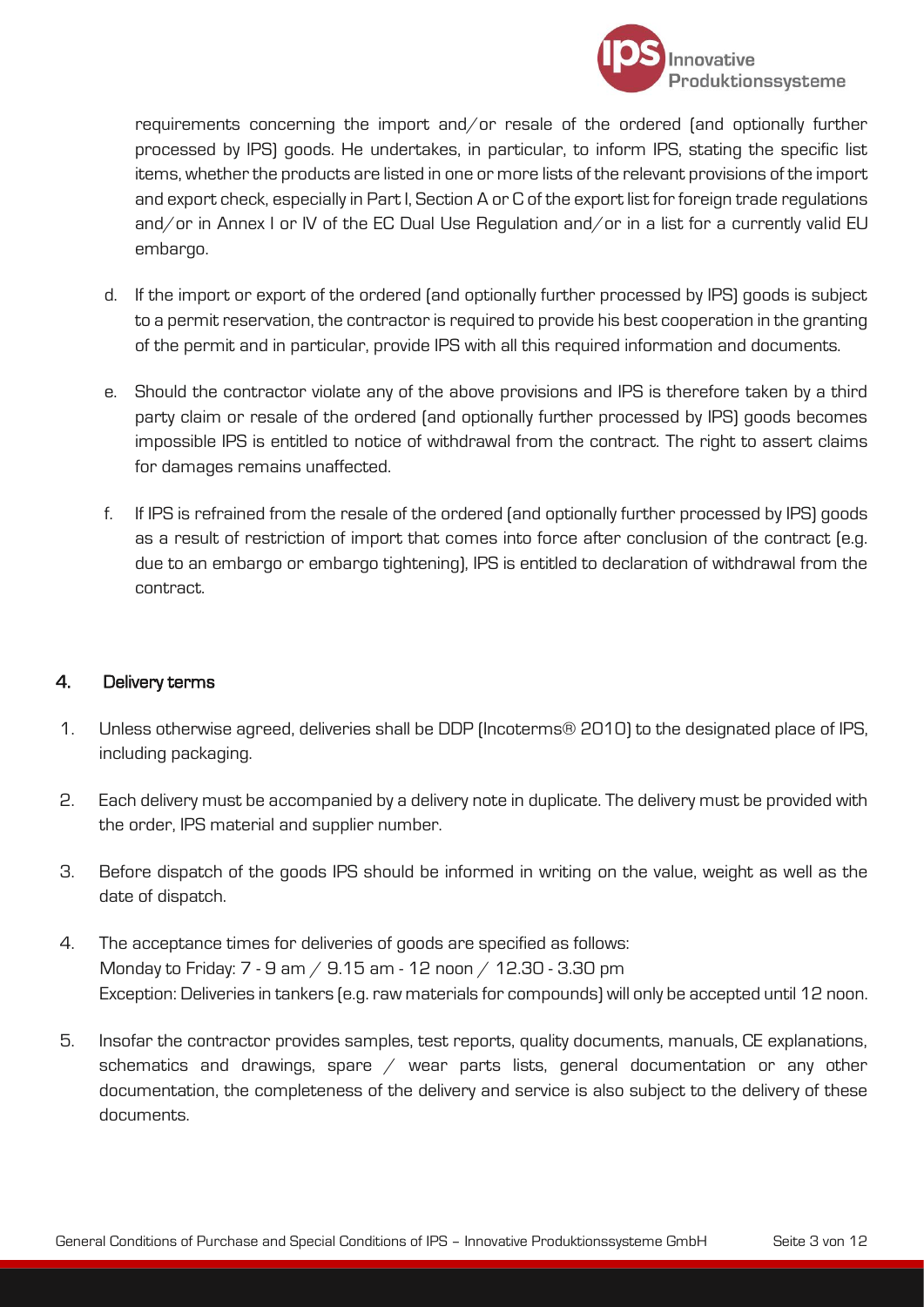requirements concerning the import and/or resale of the ordered (and optionally further processed by IPS) goods. He undertakes, in particular, to inform IPS, stating the specific list items, whether the products are listed in one or more lists of the relevant provisions of the import and export check, especially in Part I, Section A or C of the export list for foreign trade regulations and/or in Annex I or IV of the EC Dual Use Regulation and/or in a list for a currently valid EU embargo.

d. If the import or export of the ordered (and optionally further processed by IPS) goods is subject to a permit reservation, the contractor is required to provide his best cooperation in the granting of the permit and in particular, provide IPS with all this required information and documents.

e. Should the contractor violate any of the above provisions and IPS is therefore taken by a third party claim or resale of the ordered (and optionally further processed by IPS) goods becomes impossible IPS is entitled to notice of withdrawal from the contract. The right to assert claims for damages remains unaffected.

f. If IPS is refrained from the resale of the ordered (and optionally further processed by IPS) goods as a result of restriction of import that comes into force after conclusion of the contract (e.g. due to an embargo or embargo tightening), IPS is entitled to declaration of withdrawal from the contract.

## 4. Delivery terms

1. Unless otherwise agreed, deliveries shall be DDP (Incoterms® 2010) to the designated place of IPS, including packaging.
2. Each delivery must be accompanied by a delivery note in duplicate. The delivery must be provided with the order, IPS material and supplier number.
3. Before dispatch of the goods IPS should be informed in writing on the value, weight as well as the date of dispatch.
4. The acceptance times for deliveries of goods are specified as follows:
   Monday to Friday: 7 - 9 am / 9.15 am - 12 noon / 12.30 - 3.30 pm
   Exception: Deliveries in tankers (e.g. raw materials for compounds) will only be accepted until 12 noon.
5. Insofar the contractor provides samples, test reports, quality documents, manuals, CE explanations, schematics and drawings, spare / wear parts lists, general documentation or any other documentation, the completeness of the delivery and service is also subject to the delivery of these documents.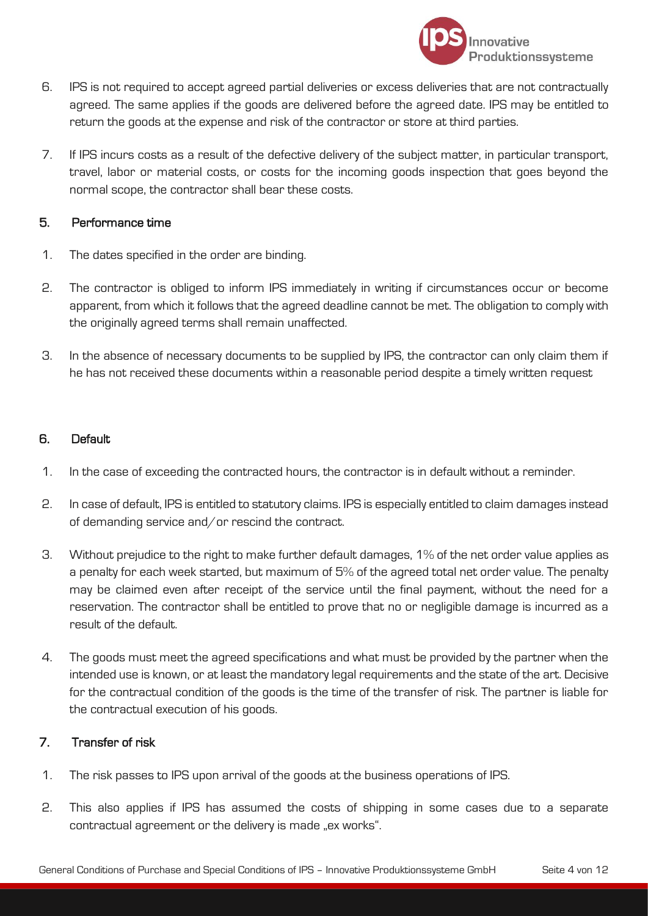6. IPS is not required to accept agreed partial deliveries or excess deliveries that are not contractually agreed. The same applies if the goods are delivered before the agreed date. IPS may be entitled to return the goods at the expense and risk of the contractor or store at third parties.

7. If IPS incurs costs as a result of the defective delivery of the subject matter, in particular transport, travel, labor or material costs, or costs for the incoming goods inspection that goes beyond the normal scope, the contractor shall bear these costs.

## 5. Performance time

1. The dates specified in the order are binding.

2. The contractor is obliged to inform IPS immediately in writing if circumstances occur or become apparent, from which it follows that the agreed deadline cannot be met. The obligation to comply with the originally agreed terms shall remain unaffected.

3. In the absence of necessary documents to be supplied by IPS, the contractor can only claim them if he has not received these documents within a reasonable period despite a timely written request

## 6. Default

1. In the case of exceeding the contracted hours, the contractor is in default without a reminder.

2. In case of default, IPS is entitled to statutory claims. IPS is especially entitled to claim damages instead of demanding service and/or rescind the contract.

3. Without prejudice to the right to make further default damages, 1% of the net order value applies as a penalty for each week started, but maximum of 5% of the agreed total net order value. The penalty may be claimed even after receipt of the service until the final payment, without the need for a reservation. The contractor shall be entitled to prove that no or negligible damage is incurred as a result of the default.

4. The goods must meet the agreed specifications and what must be provided by the partner when the intended use is known, or at least the mandatory legal requirements and the state of the art. Decisive for the contractual condition of the goods is the time of the transfer of risk. The partner is liable for the contractual execution of his goods.

## 7. Transfer of risk

1. The risk passes to IPS upon arrival of the goods at the business operations of IPS.

2. This also applies if IPS has assumed the costs of shipping in some cases due to a separate contractual agreement or the delivery is made „ex works".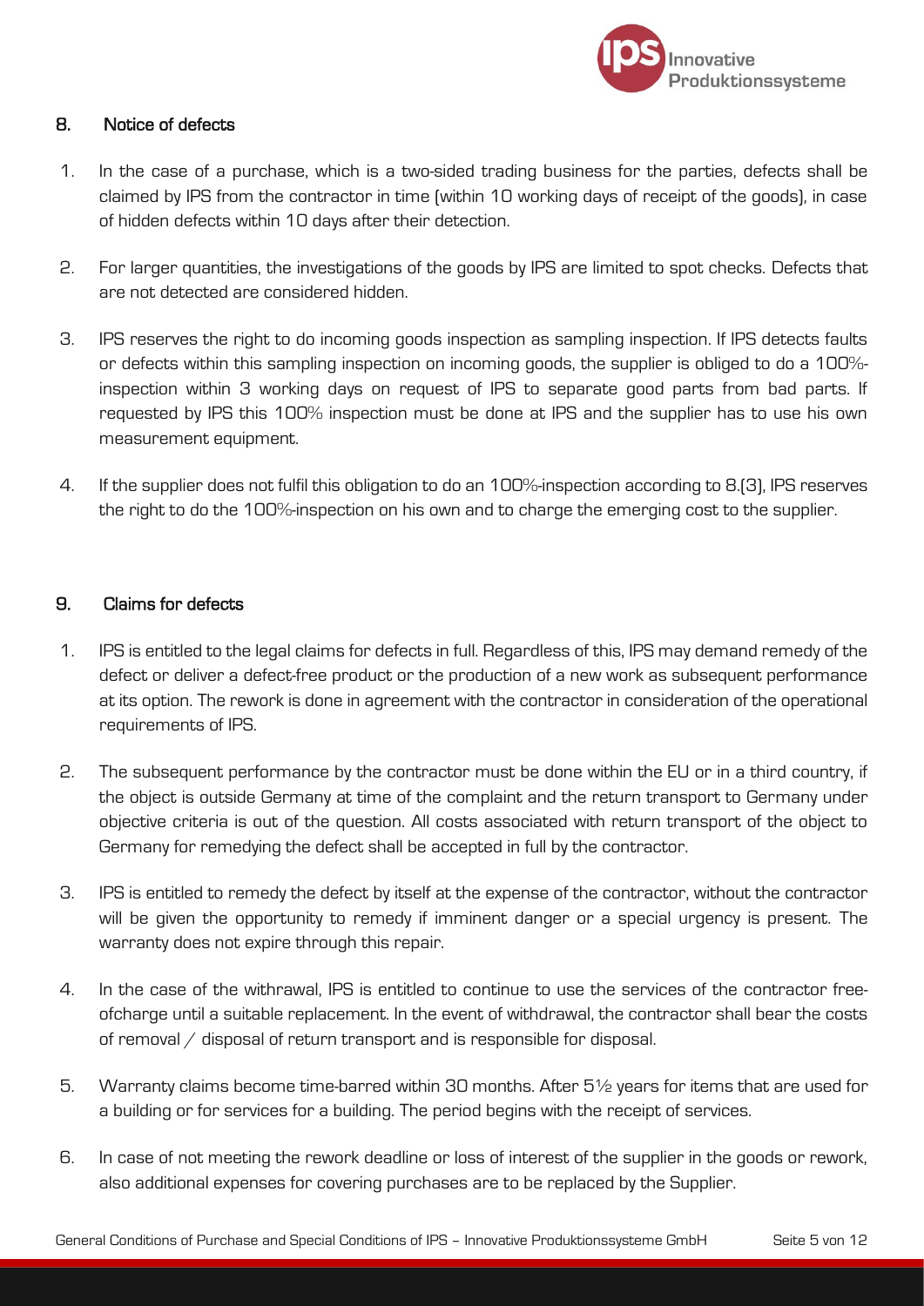## 8. Notice of defects

1. In the case of a purchase, which is a two-sided trading business for the parties, defects shall be claimed by IPS from the contractor in time (within 10 working days of receipt of the goods), in case of hidden defects within 10 days after their detection.

2. For larger quantities, the investigations of the goods by IPS are limited to spot checks. Defects that are not detected are considered hidden.

3. IPS reserves the right to do incoming goods inspection as sampling inspection. If IPS detects faults or defects within this sampling inspection on incoming goods, the supplier is obliged to do a 100%-inspection within 3 working days on request of IPS to separate good parts from bad parts. If requested by IPS this 100% inspection must be done at IPS and the supplier has to use his own measurement equipment.

4. If the supplier does not fulfil this obligation to do an 100%-inspection according to 8.(3), IPS reserves the right to do the 100%-inspection on his own and to charge the emerging cost to the supplier.

## 9. Claims for defects

1. IPS is entitled to the legal claims for defects in full. Regardless of this, IPS may demand remedy of the defect or deliver a defect-free product or the production of a new work as subsequent performance at its option. The rework is done in agreement with the contractor in consideration of the operational requirements of IPS.

2. The subsequent performance by the contractor must be done within the EU or in a third country, if the object is outside Germany at time of the complaint and the return transport to Germany under objective criteria is out of the question. All costs associated with return transport of the object to Germany for remedying the defect shall be accepted in full by the contractor.

3. IPS is entitled to remedy the defect by itself at the expense of the contractor, without the contractor will be given the opportunity to remedy if imminent danger or a special urgency is present. The warranty does not expire through this repair.

4. In the case of the withrawal, IPS is entitled to continue to use the services of the contractor free-ofcharge until a suitable replacement. In the event of withdrawal, the contractor shall bear the costs of removal / disposal of return transport and is responsible for disposal.

5. Warranty claims become time-barred within 30 months. After 5½ years for items that are used for a building or for services for a building. The period begins with the receipt of services.

6. In case of not meeting the rework deadline or loss of interest of the supplier in the goods or rework, also additional expenses for covering purchases are to be replaced by the Supplier.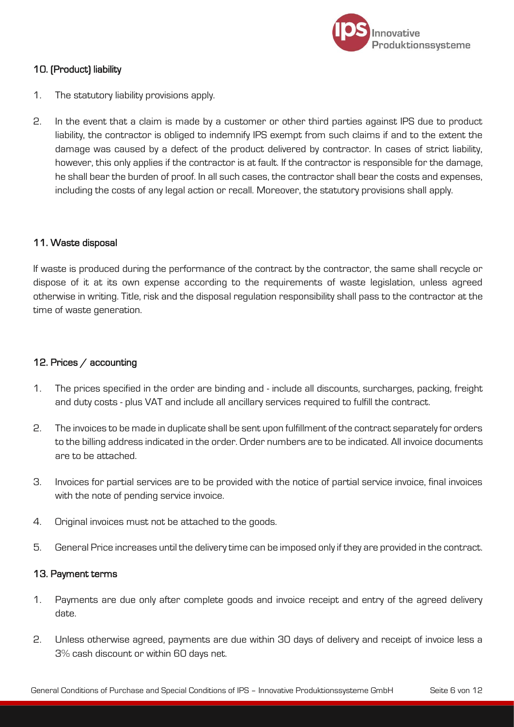## 10. (Product) liability

1. The statutory liability provisions apply.

2. In the event that a claim is made by a customer or other third parties against IPS due to product liability, the contractor is obliged to indemnify IPS exempt from such claims if and to the extent the damage was caused by a defect of the product delivered by contractor. In cases of strict liability, however, this only applies if the contractor is at fault. If the contractor is responsible for the damage, he shall bear the burden of proof. In all such cases, the contractor shall bear the costs and expenses, including the costs of any legal action or recall. Moreover, the statutory provisions shall apply.

## 11. Waste disposal

If waste is produced during the performance of the contract by the contractor, the same shall recycle or dispose of it at its own expense according to the requirements of waste legislation, unless agreed otherwise in writing. Title, risk and the disposal regulation responsibility shall pass to the contractor at the time of waste generation.

## 12. Prices / accounting

1. The prices specified in the order are binding and - include all discounts, surcharges, packing, freight and duty costs - plus VAT and include all ancillary services required to fulfill the contract.

2. The invoices to be made in duplicate shall be sent upon fulfillment of the contract separately for orders to the billing address indicated in the order. Order numbers are to be indicated. All invoice documents are to be attached.

3. Invoices for partial services are to be provided with the notice of partial service invoice, final invoices with the note of pending service invoice.

4. Original invoices must not be attached to the goods.

5. General Price increases until the delivery time can be imposed only if they are provided in the contract.

## 13. Payment terms

1. Payments are due only after complete goods and invoice receipt and entry of the agreed delivery date.

2. Unless otherwise agreed, payments are due within 30 days of delivery and receipt of invoice less a 3% cash discount or within 60 days net.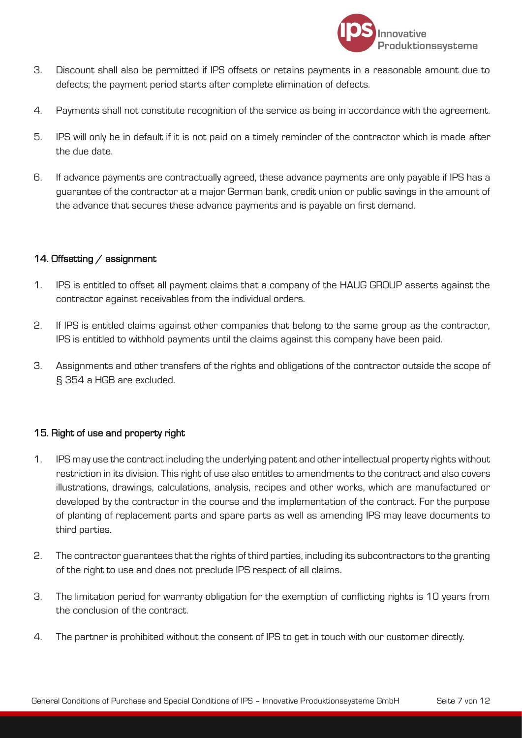3. Discount shall also be permitted if IPS offsets or retains payments in a reasonable amount due to defects; the payment period starts after complete elimination of defects.
4. Payments shall not constitute recognition of the service as being in accordance with the agreement.
5. IPS will only be in default if it is not paid on a timely reminder of the contractor which is made after the due date.
6. If advance payments are contractually agreed, these advance payments are only payable if IPS has a guarantee of the contractor at a major German bank, credit union or public savings in the amount of the advance that secures these advance payments and is payable on first demand.

## 14. Offsetting / assignment

1. IPS is entitled to offset all payment claims that a company of the HAUG GROUP asserts against the contractor against receivables from the individual orders.
2. If IPS is entitled claims against other companies that belong to the same group as the contractor, IPS is entitled to withhold payments until the claims against this company have been paid.
3. Assignments and other transfers of the rights and obligations of the contractor outside the scope of § 354 a HGB are excluded.

## 15. Right of use and property right

1. IPS may use the contract including the underlying patent and other intellectual property rights without restriction in its division. This right of use also entitles to amendments to the contract and also covers illustrations, drawings, calculations, analysis, recipes and other works, which are manufactured or developed by the contractor in the course and the implementation of the contract. For the purpose of planting of replacement parts and spare parts as well as amending IPS may leave documents to third parties.
2. The contractor guarantees that the rights of third parties, including its subcontractors to the granting of the right to use and does not preclude IPS respect of all claims.
3. The limitation period for warranty obligation for the exemption of conflicting rights is 10 years from the conclusion of the contract.
4. The partner is prohibited without the consent of IPS to get in touch with our customer directly.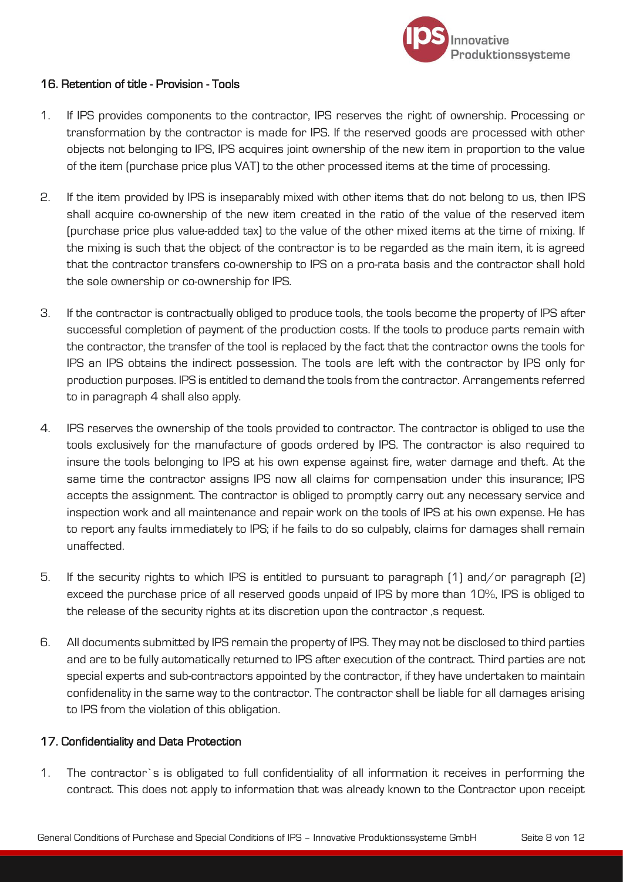## 16. Retention of title - Provision - Tools

1. If IPS provides components to the contractor, IPS reserves the right of ownership. Processing or transformation by the contractor is made for IPS. If the reserved goods are processed with other objects not belonging to IPS, IPS acquires joint ownership of the new item in proportion to the value of the item (purchase price plus VAT) to the other processed items at the time of processing.

2. If the item provided by IPS is inseparably mixed with other items that do not belong to us, then IPS shall acquire co-ownership of the new item created in the ratio of the value of the reserved item (purchase price plus value-added tax) to the value of the other mixed items at the time of mixing. If the mixing is such that the object of the contractor is to be regarded as the main item, it is agreed that the contractor transfers co-ownership to IPS on a pro-rata basis and the contractor shall hold the sole ownership or co-ownership for IPS.

3. If the contractor is contractually obliged to produce tools, the tools become the property of IPS after successful completion of payment of the production costs. If the tools to produce parts remain with the contractor, the transfer of the tool is replaced by the fact that the contractor owns the tools for IPS an IPS obtains the indirect possession. The tools are left with the contractor by IPS only for production purposes. IPS is entitled to demand the tools from the contractor. Arrangements referred to in paragraph 4 shall also apply.

4. IPS reserves the ownership of the tools provided to contractor. The contractor is obliged to use the tools exclusively for the manufacture of goods ordered by IPS. The contractor is also required to insure the tools belonging to IPS at his own expense against fire, water damage and theft. At the same time the contractor assigns IPS now all claims for compensation under this insurance; IPS accepts the assignment. The contractor is obliged to promptly carry out any necessary service and inspection work and all maintenance and repair work on the tools of IPS at his own expense. He has to report any faults immediately to IPS; if he fails to do so culpably, claims for damages shall remain unaffected.

5. If the security rights to which IPS is entitled to pursuant to paragraph (1) and/or paragraph (2) exceed the purchase price of all reserved goods unpaid of IPS by more than 10%, IPS is obliged to the release of the security rights at its discretion upon the contractor ‚s request.

6. All documents submitted by IPS remain the property of IPS. They may not be disclosed to third parties and are to be fully automatically returned to IPS after execution of the contract. Third parties are not special experts and sub-contractors appointed by the contractor, if they have undertaken to maintain confidenality in the same way to the contractor. The contractor shall be liable for all damages arising to IPS from the violation of this obligation.

## 17. Confidentiality and Data Protection

1. The contractor`s is obligated to full confidentiality of all information it receives in performing the contract. This does not apply to information that was already known to the Contractor upon receipt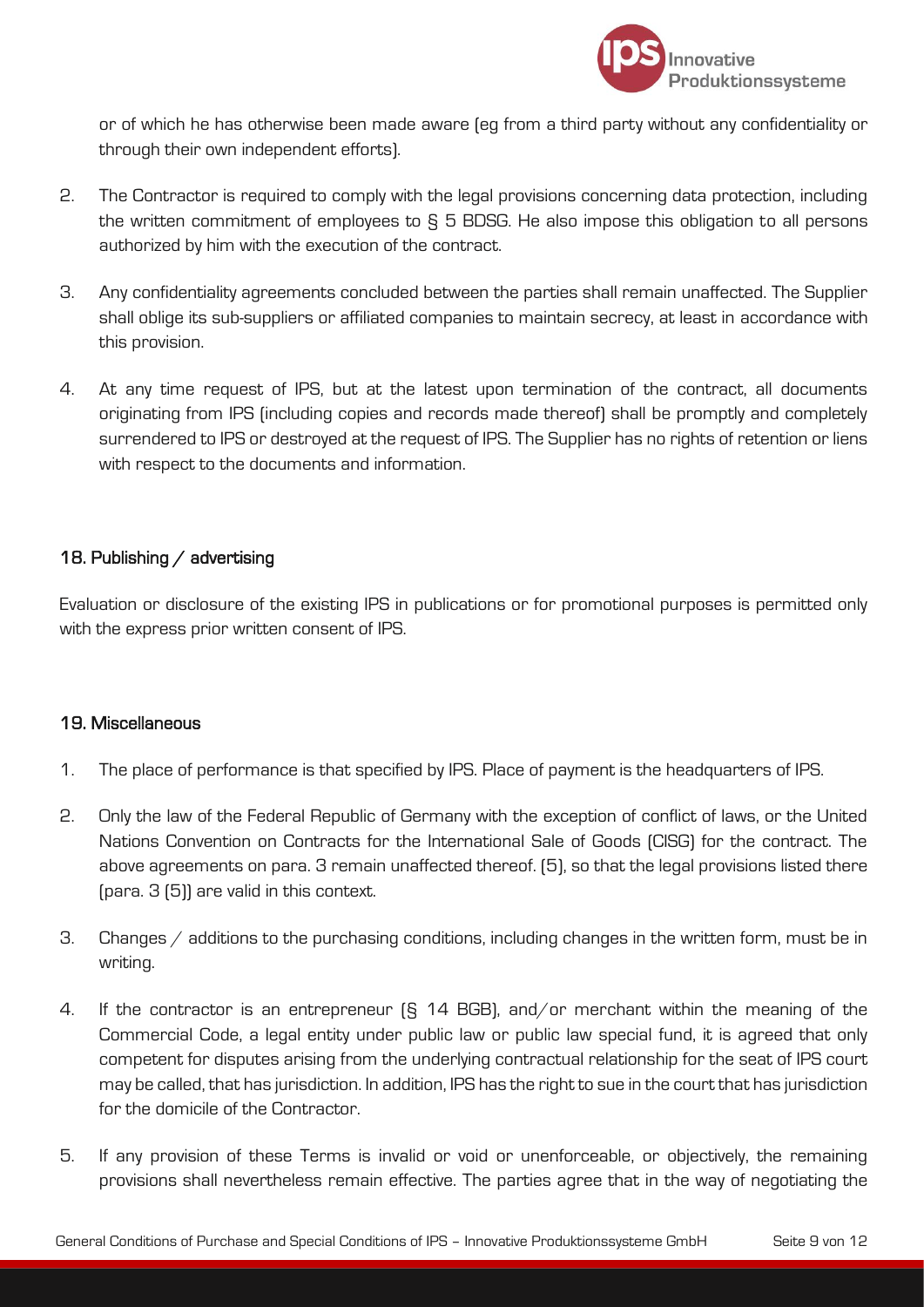or of which he has otherwise been made aware (eg from a third party without any confidentiality or through their own independent efforts).

2. The Contractor is required to comply with the legal provisions concerning data protection, including the written commitment of employees to § 5 BDSG. He also impose this obligation to all persons authorized by him with the execution of the contract.

3. Any confidentiality agreements concluded between the parties shall remain unaffected. The Supplier shall oblige its sub-suppliers or affiliated companies to maintain secrecy, at least in accordance with this provision.

4. At any time request of IPS, but at the latest upon termination of the contract, all documents originating from IPS (including copies and records made thereof) shall be promptly and completely surrendered to IPS or destroyed at the request of IPS. The Supplier has no rights of retention or liens with respect to the documents and information.

## 18. Publishing / advertising

Evaluation or disclosure of the existing IPS in publications or for promotional purposes is permitted only with the express prior written consent of IPS.

## 19. Miscellaneous

1. The place of performance is that specified by IPS. Place of payment is the headquarters of IPS.

2. Only the law of the Federal Republic of Germany with the exception of conflict of laws, or the United Nations Convention on Contracts for the International Sale of Goods (CISG) for the contract. The above agreements on para. 3 remain unaffected thereof. (5), so that the legal provisions listed there (para. 3 (5)) are valid in this context.

3. Changes / additions to the purchasing conditions, including changes in the written form, must be in writing.

4. If the contractor is an entrepreneur (§ 14 BGB), and/or merchant within the meaning of the Commercial Code, a legal entity under public law or public law special fund, it is agreed that only competent for disputes arising from the underlying contractual relationship for the seat of IPS court may be called, that has jurisdiction. In addition, IPS has the right to sue in the court that has jurisdiction for the domicile of the Contractor.

5. If any provision of these Terms is invalid or void or unenforceable, or objectively, the remaining provisions shall nevertheless remain effective. The parties agree that in the way of negotiating the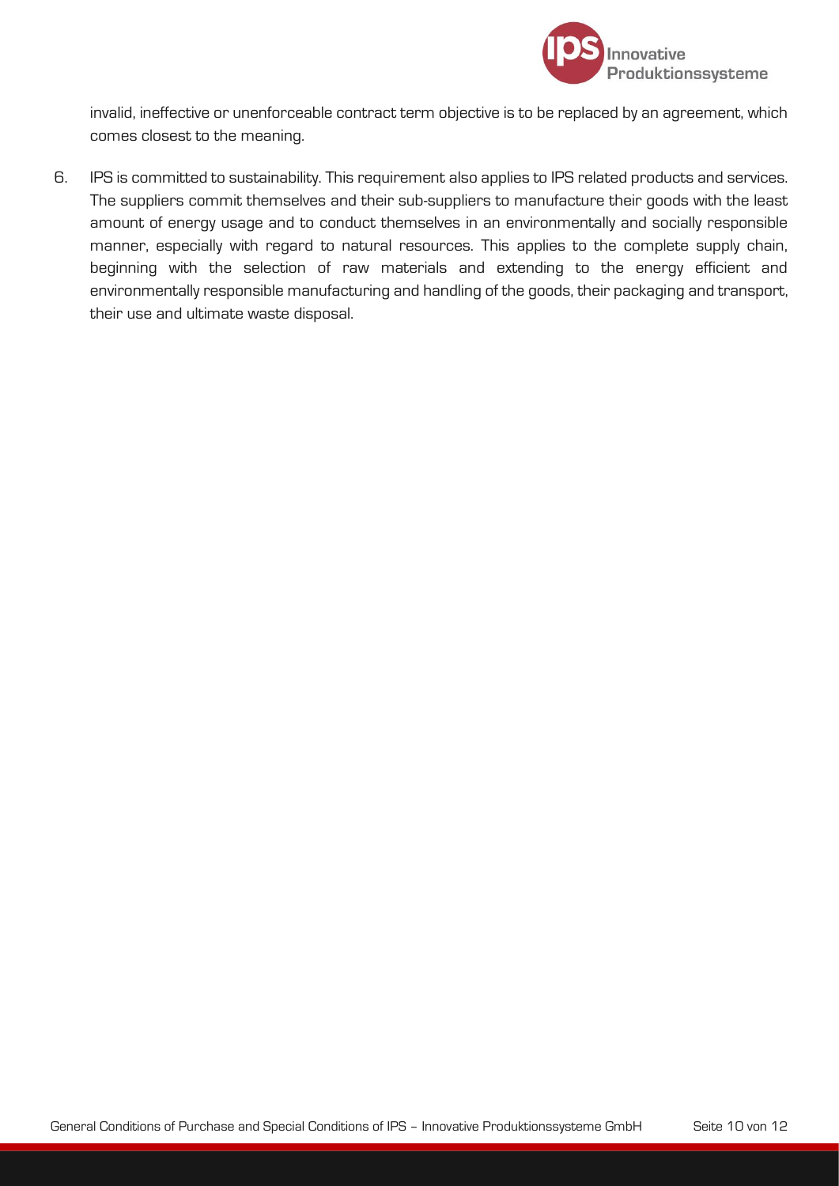invalid, ineffective or unenforceable contract term objective is to be replaced by an agreement, which comes closest to the meaning.

6. IPS is committed to sustainability. This requirement also applies to IPS related products and services. The suppliers commit themselves and their sub-suppliers to manufacture their goods with the least amount of energy usage and to conduct themselves in an environmentally and socially responsible manner, especially with regard to natural resources. This applies to the complete supply chain, beginning with the selection of raw materials and extending to the energy efficient and environmentally responsible manufacturing and handling of the goods, their packaging and transport, their use and ultimate waste disposal.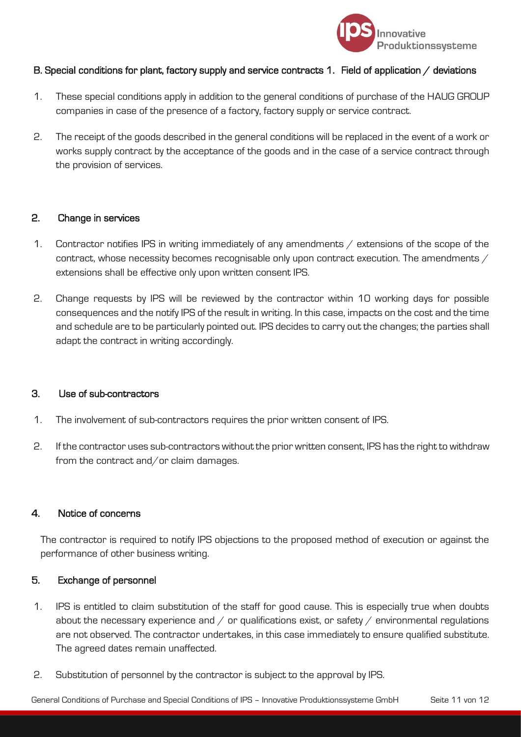## B. Special conditions for plant, factory supply and service contracts 1. Field of application / deviations

1. These special conditions apply in addition to the general conditions of purchase of the HAUG GROUP companies in case of the presence of a factory, factory supply or service contract.
2. The receipt of the goods described in the general conditions will be replaced in the event of a work or works supply contract by the acceptance of the goods and in the case of a service contract through the provision of services.

### 2. Change in services

1. Contractor notifies IPS in writing immediately of any amendments / extensions of the scope of the contract, whose necessity becomes recognisable only upon contract execution. The amendments / extensions shall be effective only upon written consent IPS.
2. Change requests by IPS will be reviewed by the contractor within 10 working days for possible consequences and the notify IPS of the result in writing. In this case, impacts on the cost and the time and schedule are to be particularly pointed out. IPS decides to carry out the changes; the parties shall adapt the contract in writing accordingly.

### 3. Use of sub-contractors

1. The involvement of sub-contractors requires the prior written consent of IPS.
2. If the contractor uses sub-contractors without the prior written consent, IPS has the right to withdraw from the contract and/or claim damages.

### 4. Notice of concerns

The contractor is required to notify IPS objections to the proposed method of execution or against the performance of other business writing.

### 5. Exchange of personnel

1. IPS is entitled to claim substitution of the staff for good cause. This is especially true when doubts about the necessary experience and / or qualifications exist, or safety / environmental regulations are not observed. The contractor undertakes, in this case immediately to ensure qualified substitute. The agreed dates remain unaffected.
2. Substitution of personnel by the contractor is subject to the approval by IPS.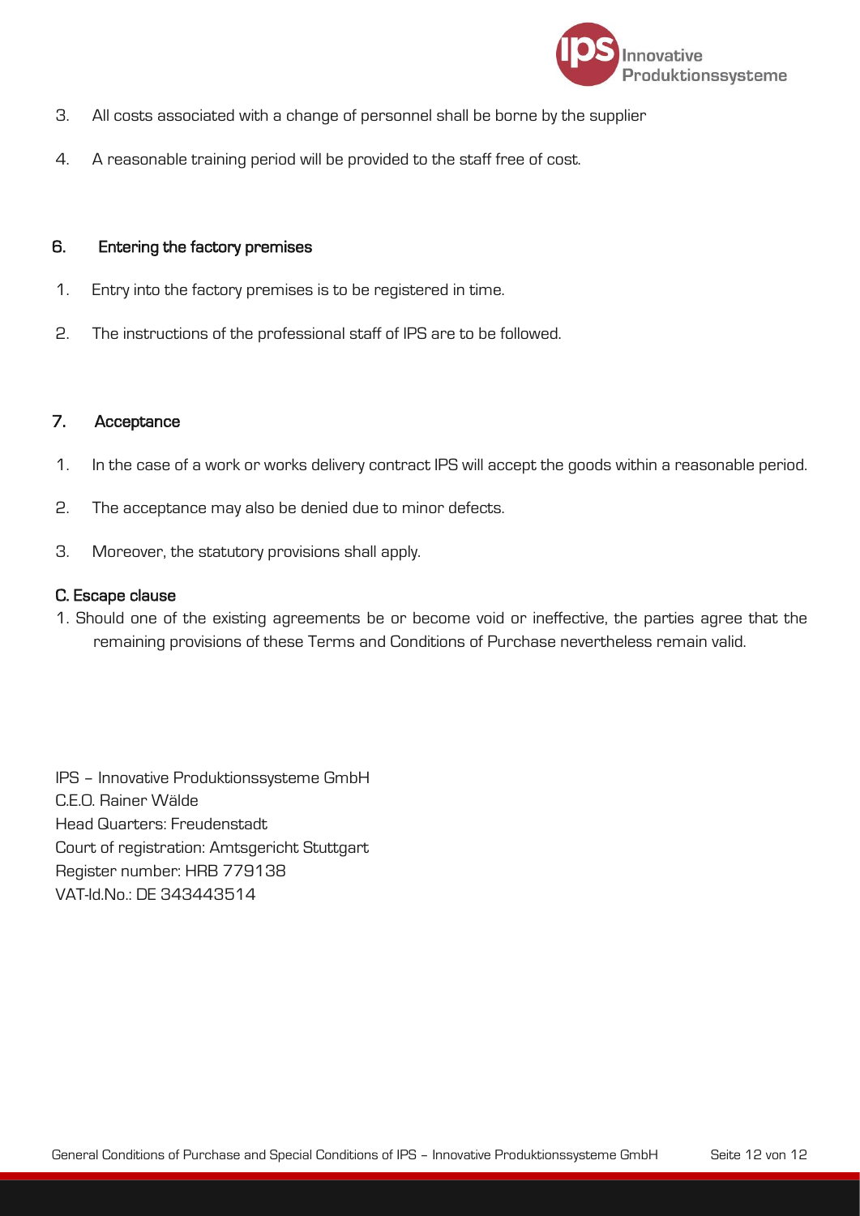3. All costs associated with a change of personnel shall be borne by the supplier
4. A reasonable training period will be provided to the staff free of cost.

## 6. Entering the factory premises

1. Entry into the factory premises is to be registered in time.
2. The instructions of the professional staff of IPS are to be followed.

## 7. Acceptance

1. In the case of a work or works delivery contract IPS will accept the goods within a reasonable period.
2. The acceptance may also be denied due to minor defects.
3. Moreover, the statutory provisions shall apply.

## C. Escape clause

1. Should one of the existing agreements be or become void or ineffective, the parties agree that the remaining provisions of these Terms and Conditions of Purchase nevertheless remain valid.

IPS – Innovative Produktionssysteme GmbH
C.E.O. Rainer Wälde
Head Quarters: Freudenstadt
Court of registration: Amtsgericht Stuttgart
Register number: HRB 779138
VAT-Id.No.: DE 343443514